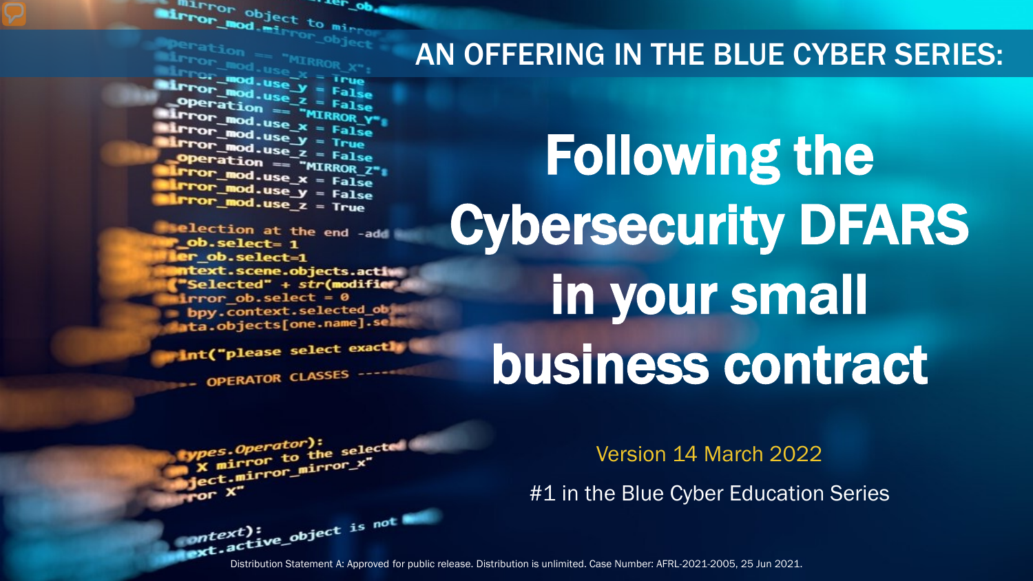AN OFFERING IN THE BLUE CYBER SERIES:

# Following the Cybersecurity DFARS in your small business contract

Version 14 March 2022

#1 in the Blue Cyber Education Series

Distribution Statement A: Approved for public release. Distribution is unlimited. Case Number: AFRL-2021-2005, 25 Jun 2021.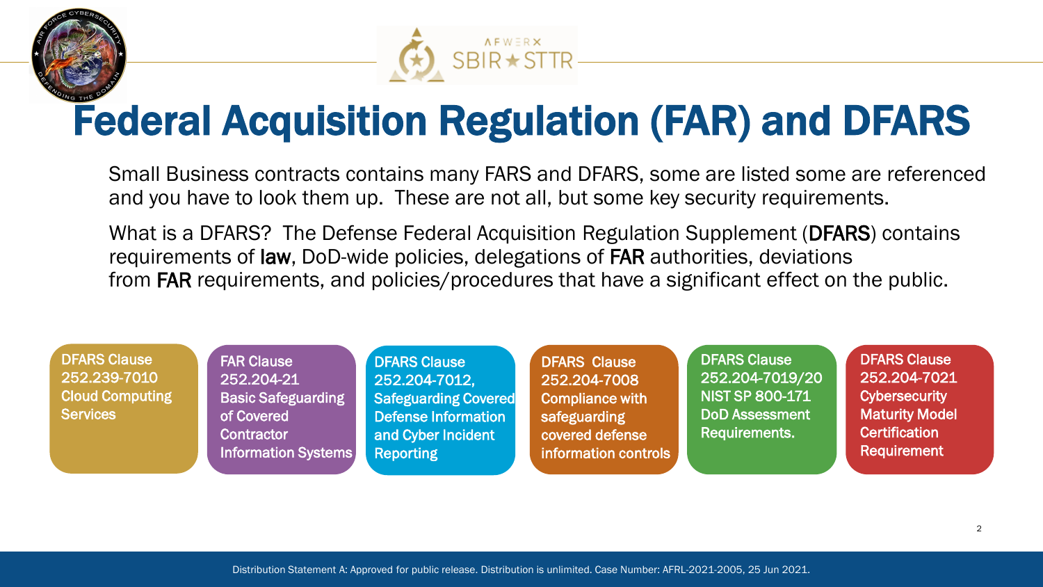# Federal Acquisition Regulation (FAR) and DFARS

Small Business contracts contains many FARS and DFARS, some are listed some are referenced and you have to look them up. These are not all, but some key security requirements.

What is a DFARS? The Defense Federal Acquisition Regulation Supplement (**DFARS**) contains requirements of **law**, DoD-wide policies, delegations of **FAR** authorities, deviations from **FAR** requirements, and policies/procedures that have a significant effect on the public.

- DFARS Clause 252.239-7010 Cloud Computing Services
- FAR Clause 252.204-21 Basic Safeguarding of Covered Contractor Information Systems
- DFARS Clause 252.204-7012, Safeguarding Covered Defense Information and Cyber Incident Reporting
- DFARS Clause 252.204-7008 Compliance with safeguarding covered defense information controls
- DFARS Clause 252.204-7019/20 NIST SP 800-171 DoD Assessment Requirements.
- DFARS Clause 252.204-7021 Cybersecurity Maturity Model Certification Requirement

Distribution Statement A: Approved for public release. Distribution is unlimited. Case Number: AFRL-2021-2005, 25 Jun 2021.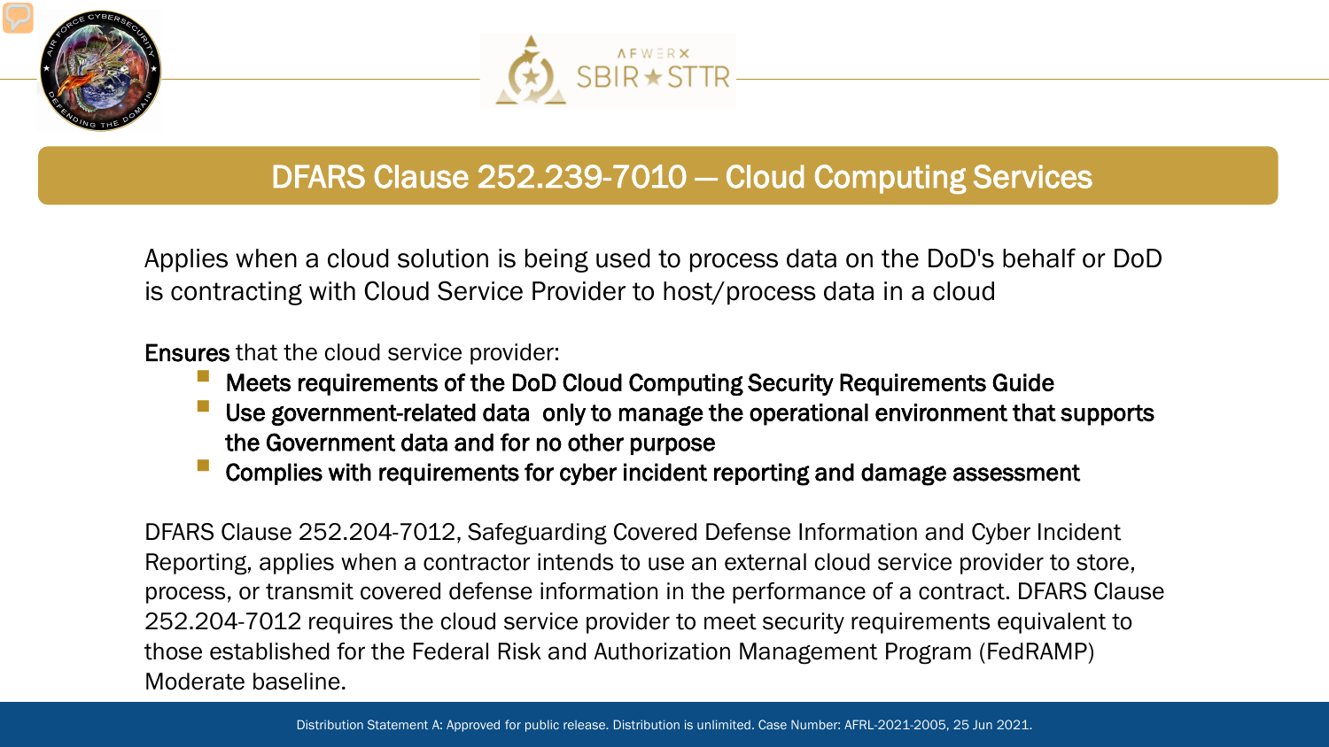# DFARS Clause 252.239-7010 — Cloud Computing Services

Applies when a cloud solution is being used to process data on the DoD's behalf or DoD is contracting with Cloud Service Provider to host/process data in a cloud

**Ensures** that the cloud service provider:

- **Meets requirements of the DoD Cloud Computing Security Requirements Guide**
- **Use government-related data only to manage the operational environment that supports the Government data and for no other purpose**
- **Complies with requirements for cyber incident reporting and damage assessment**

DFARS Clause 252.204-7012, Safeguarding Covered Defense Information and Cyber Incident Reporting, applies when a contractor intends to use an external cloud service provider to store, process, or transmit covered defense information in the performance of a contract. DFARS Clause 252.204-7012 requires the cloud service provider to meet security requirements equivalent to those established for the Federal Risk and Authorization Management Program (FedRAMP) Moderate baseline.

Distribution Statement A: Approved for public release. Distribution is unlimited. Case Number: AFRL-2021-2005, 25 Jun 2021.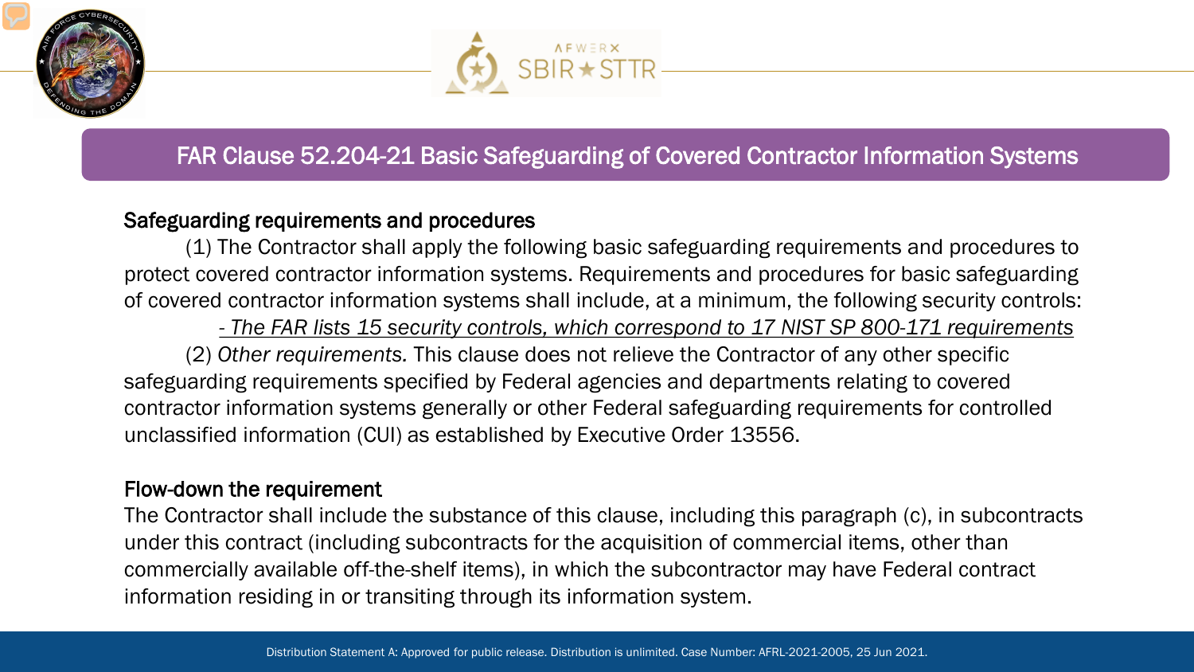# FAR Clause 52.204-21 Basic Safeguarding of Covered Contractor Information Systems

## Safeguarding requirements and procedures

(1) The Contractor shall apply the following basic safeguarding requirements and procedures to protect covered contractor information systems. Requirements and procedures for basic safeguarding of covered contractor information systems shall include, at a minimum, the following security controls:

- *The FAR lists 15 security controls, which correspond to 17 NIST SP 800-171 requirements*

(2) *Other requirements.* This clause does not relieve the Contractor of any other specific safeguarding requirements specified by Federal agencies and departments relating to covered contractor information systems generally or other Federal safeguarding requirements for controlled unclassified information (CUI) as established by Executive Order 13556.

## Flow-down the requirement

The Contractor shall include the substance of this clause, including this paragraph (c), in subcontracts under this contract (including subcontracts for the acquisition of commercial items, other than commercially available off-the-shelf items), in which the subcontractor may have Federal contract information residing in or transiting through its information system.

Distribution Statement A: Approved for public release. Distribution is unlimited. Case Number: AFRL-2021-2005, 25 Jun 2021.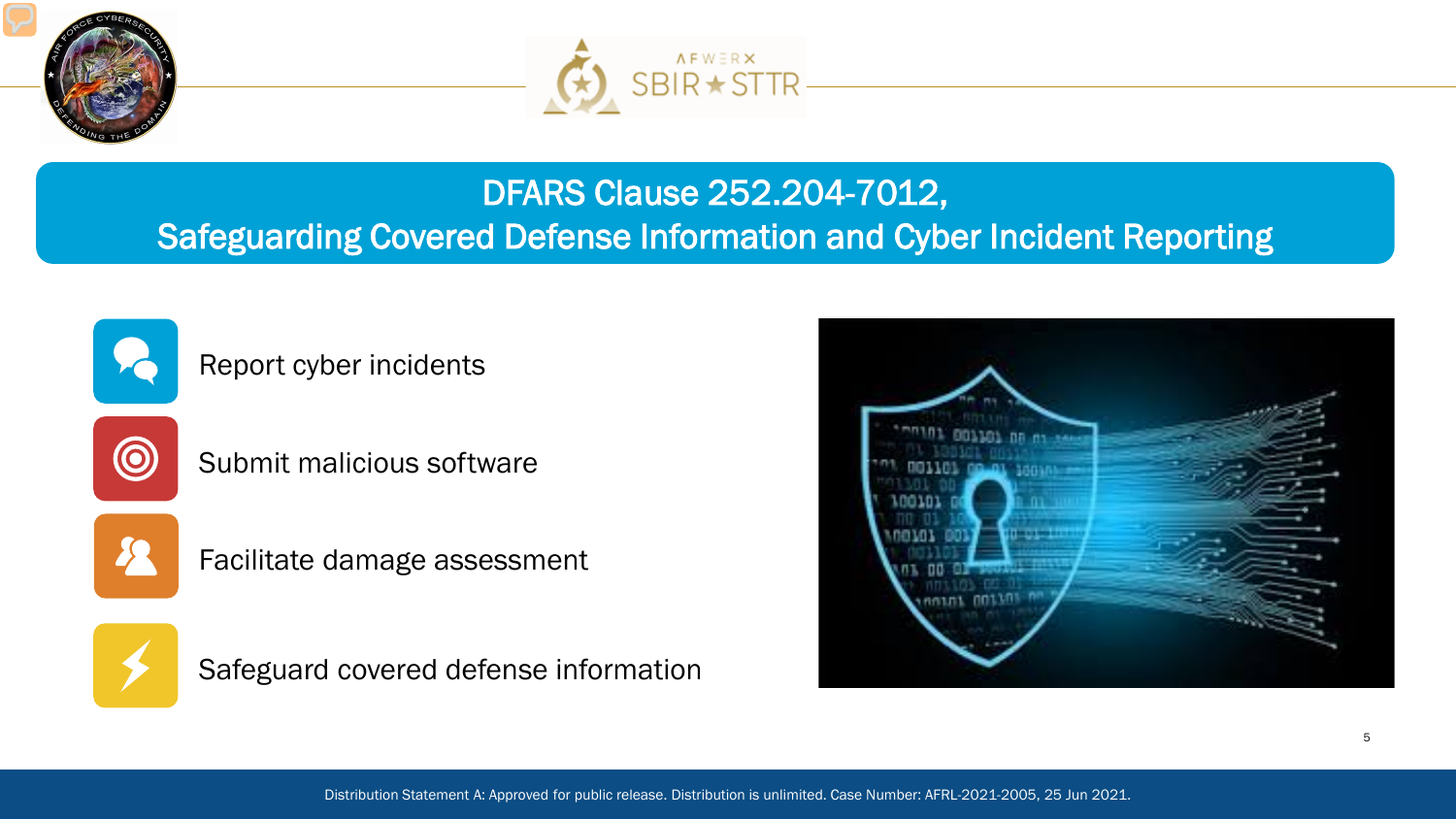# DFARS Clause 252.204-7012, Safeguarding Covered Defense Information and Cyber Incident Reporting

- Report cyber incidents
- Submit malicious software
- Facilitate damage assessment
- Safeguard covered defense information

Distribution Statement A: Approved for public release. Distribution is unlimited. Case Number: AFRL-2021-2005, 25 Jun 2021.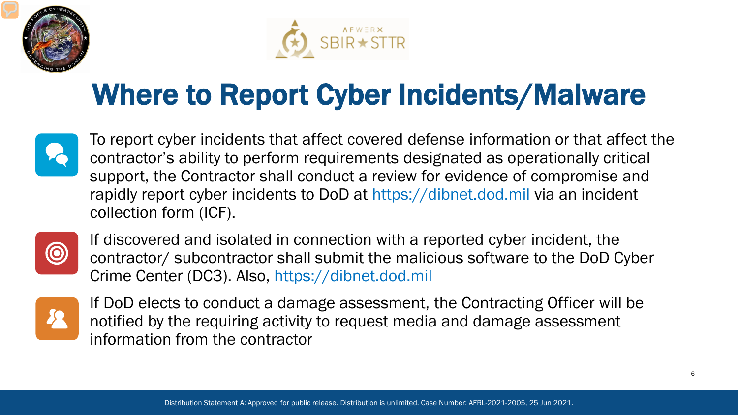# Where to Report Cyber Incidents/Malware

- To report cyber incidents that affect covered defense information or that affect the contractor's ability to perform requirements designated as operationally critical support, the Contractor shall conduct a review for evidence of compromise and rapidly report cyber incidents to DoD at https://dibnet.dod.mil via an incident collection form (ICF).

- If discovered and isolated in connection with a reported cyber incident, the contractor/ subcontractor shall submit the malicious software to the DoD Cyber Crime Center (DC3). Also, https://dibnet.dod.mil

- If DoD elects to conduct a damage assessment, the Contracting Officer will be notified by the requiring activity to request media and damage assessment information from the contractor

Distribution Statement A: Approved for public release. Distribution is unlimited. Case Number: AFRL-2021-2005, 25 Jun 2021.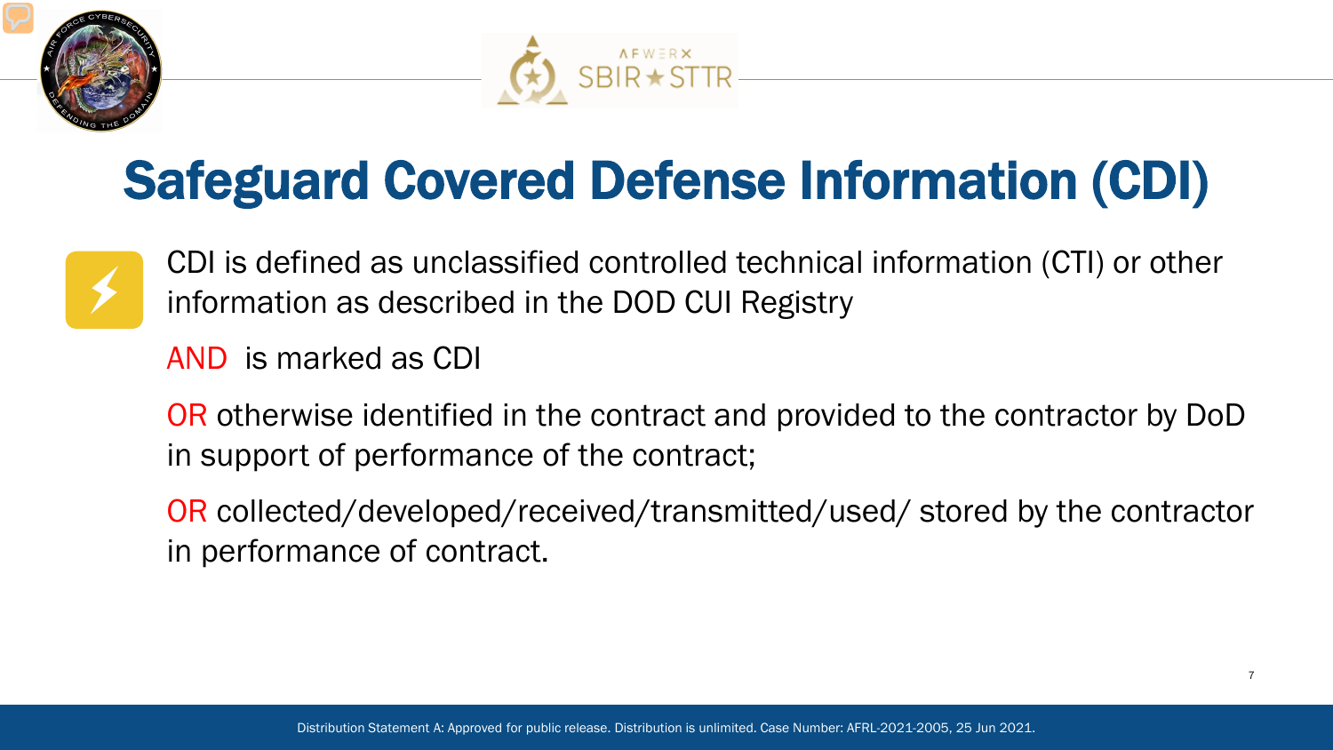# Safeguard Covered Defense Information (CDI)

CDI is defined as unclassified controlled technical information (CTI) or other information as described in the DOD CUI Registry

AND is marked as CDI

OR otherwise identified in the contract and provided to the contractor by DoD in support of performance of the contract;

OR collected/developed/received/transmitted/used/ stored by the contractor in performance of contract.

Distribution Statement A: Approved for public release. Distribution is unlimited. Case Number: AFRL-2021-2005, 25 Jun 2021.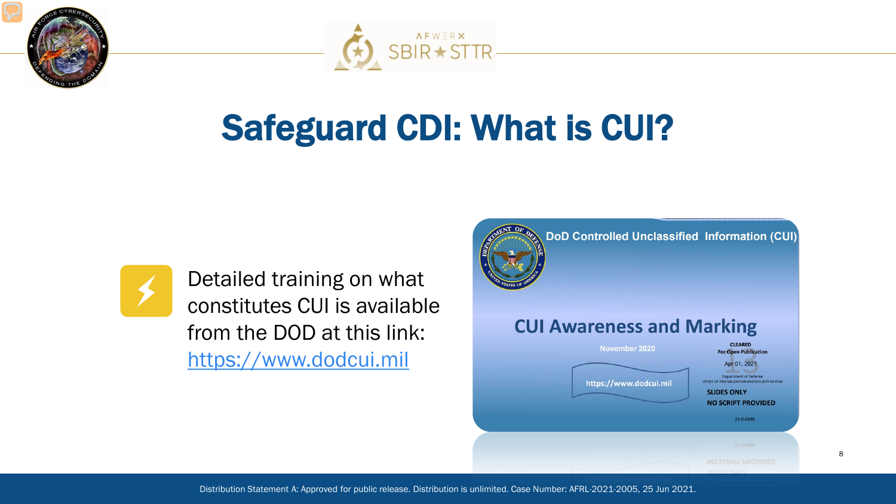# Safeguard CDI: What is CUI?

Detailed training on what constitutes CUI is available from the DOD at this link: https://www.dodcui.mil

DoD Controlled Unclassified Information (CUI)

CUI Awareness and Marking

November 2020

https://www.dodcui.mil

CLEARED For Open Publication Apr 01, 2021 Department of Defense OFFICE OF PREPUBLICATION AND SECURITY REVIEW

SLIDES ONLY
NO SCRIPT PROVIDED

21-S-0586

Distribution Statement A: Approved for public release. Distribution is unlimited. Case Number: AFRL-2021-2005, 25 Jun 2021.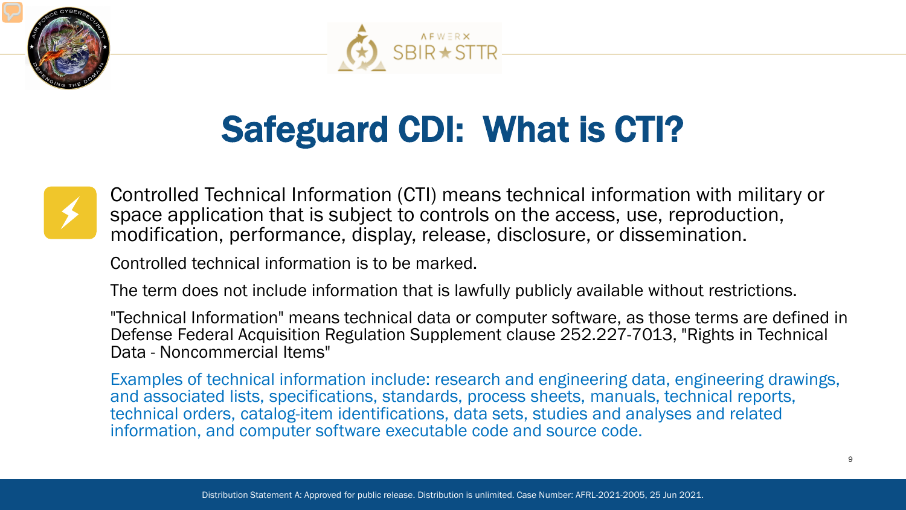# Safeguard CDI: What is CTI?

Controlled Technical Information (CTI) means technical information with military or space application that is subject to controls on the access, use, reproduction, modification, performance, display, release, disclosure, or dissemination.

Controlled technical information is to be marked.

The term does not include information that is lawfully publicly available without restrictions.

"Technical Information" means technical data or computer software, as those terms are defined in Defense Federal Acquisition Regulation Supplement clause 252.227-7013, "Rights in Technical Data - Noncommercial Items"

Examples of technical information include: research and engineering data, engineering drawings, and associated lists, specifications, standards, process sheets, manuals, technical reports, technical orders, catalog-item identifications, data sets, studies and analyses and related information, and computer software executable code and source code.

Distribution Statement A: Approved for public release. Distribution is unlimited. Case Number: AFRL-2021-2005, 25 Jun 2021.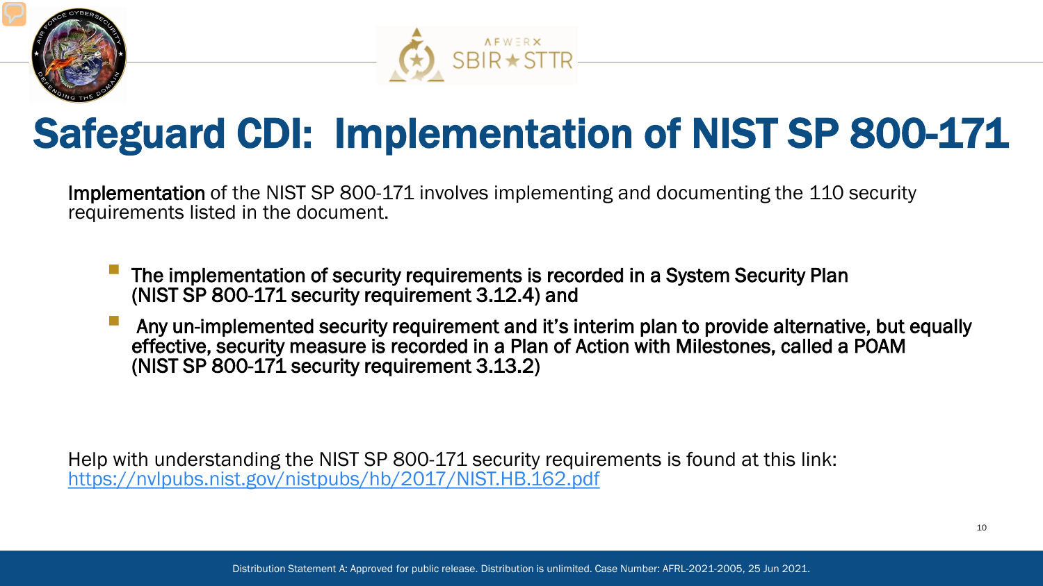# Safeguard CDI: Implementation of NIST SP 800-171

**Implementation** of the NIST SP 800-171 involves implementing and documenting the 110 security requirements listed in the document.

- **The implementation of security requirements is recorded in a System Security Plan (NIST SP 800-171 security requirement 3.12.4) and**
- **Any un-implemented security requirement and it's interim plan to provide alternative, but equally effective, security measure is recorded in a Plan of Action with Milestones, called a POAM (NIST SP 800-171 security requirement 3.13.2)**

Help with understanding the NIST SP 800-171 security requirements is found at this link: [https://nvlpubs.nist.gov/nistpubs/hb/2017/NIST.HB.162.pdf](https://nvlpubs.nist.gov/nistpubs/hb/2017/NIST.HB.162.pdf)

Distribution Statement A: Approved for public release. Distribution is unlimited. Case Number: AFRL-2021-2005, 25 Jun 2021.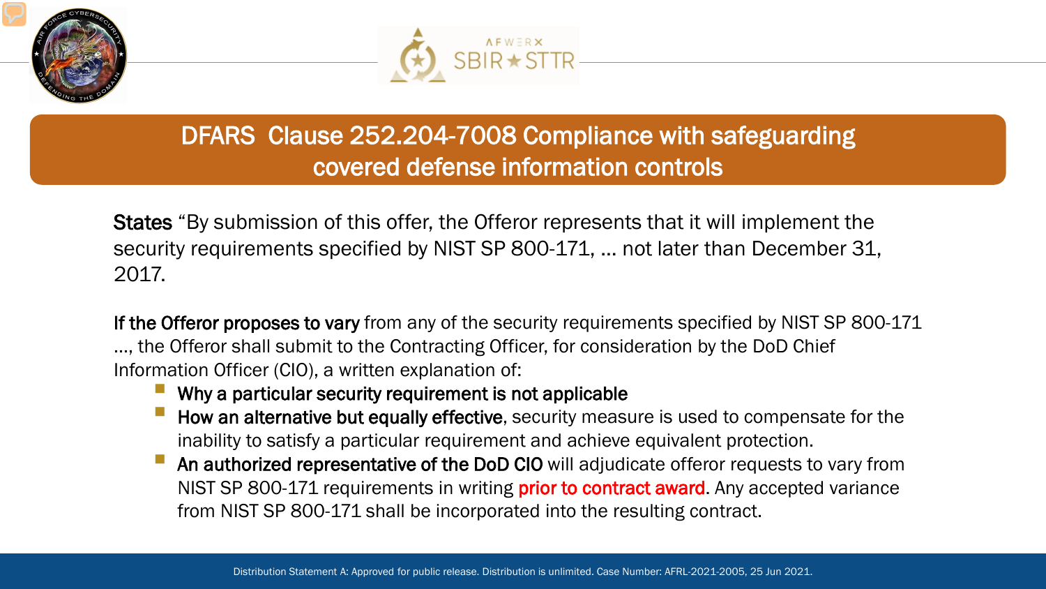# DFARS Clause 252.204-7008 Compliance with safeguarding covered defense information controls

**States** "By submission of this offer, the Offeror represents that it will implement the security requirements specified by NIST SP 800-171, … not later than December 31, 2017.

**If the Offeror proposes to vary** from any of the security requirements specified by NIST SP 800-171 …, the Offeror shall submit to the Contracting Officer, for consideration by the DoD Chief Information Officer (CIO), a written explanation of:

- **Why a particular security requirement is not applicable**
- **How an alternative but equally effective**, security measure is used to compensate for the inability to satisfy a particular requirement and achieve equivalent protection.
- **An authorized representative of the DoD CIO** will adjudicate offeror requests to vary from NIST SP 800-171 requirements in writing **prior to contract award**. Any accepted variance from NIST SP 800-171 shall be incorporated into the resulting contract.

Distribution Statement A: Approved for public release. Distribution is unlimited. Case Number: AFRL-2021-2005, 25 Jun 2021.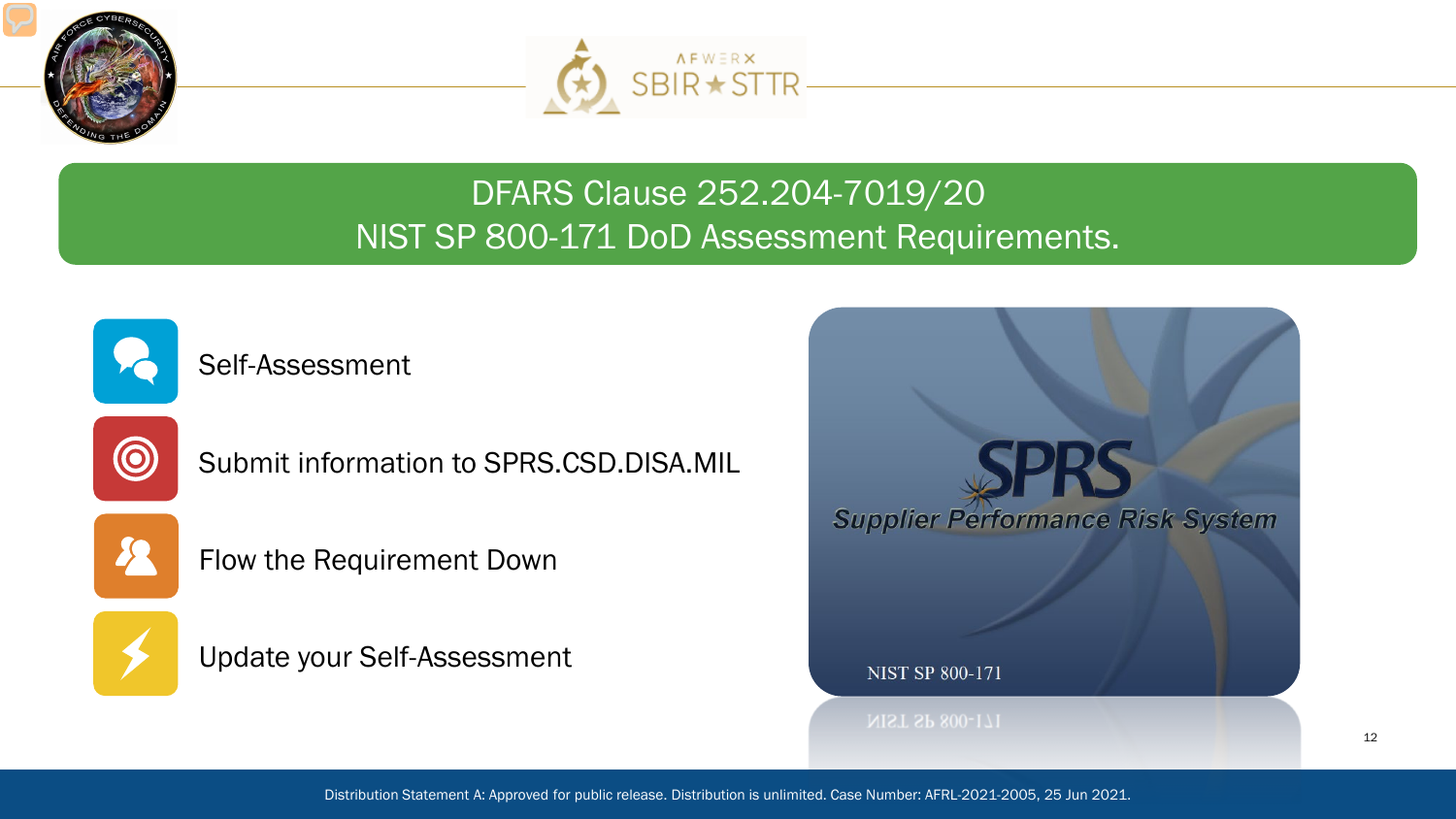# DFARS Clause 252.204-7019/20
# NIST SP 800-171 DoD Assessment Requirements.

- Self-Assessment
- Submit information to SPRS.CSD.DISA.MIL
- Flow the Requirement Down
- Update your Self-Assessment

SPRS
Supplier Performance Risk System

NIST SP 800-171

Distribution Statement A: Approved for public release. Distribution is unlimited. Case Number: AFRL-2021-2005, 25 Jun 2021.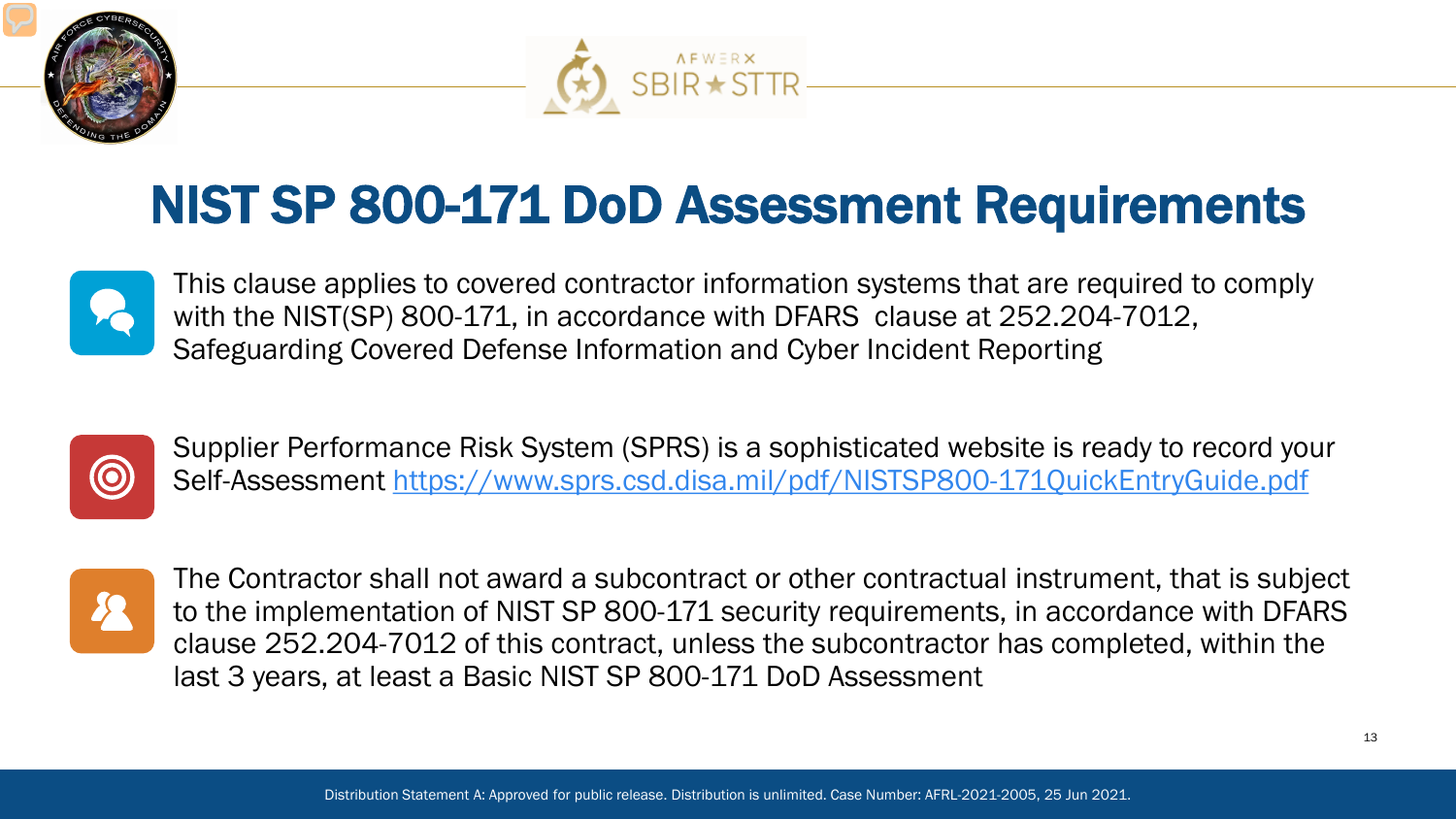# NIST SP 800-171 DoD Assessment Requirements

- This clause applies to covered contractor information systems that are required to comply with the NIST(SP) 800-171, in accordance with DFARS clause at 252.204-7012, Safeguarding Covered Defense Information and Cyber Incident Reporting

- Supplier Performance Risk System (SPRS) is a sophisticated website is ready to record your Self-Assessment https://www.sprs.csd.disa.mil/pdf/NISTSP800-171QuickEntryGuide.pdf

- The Contractor shall not award a subcontract or other contractual instrument, that is subject to the implementation of NIST SP 800-171 security requirements, in accordance with DFARS clause 252.204-7012 of this contract, unless the subcontractor has completed, within the last 3 years, at least a Basic NIST SP 800-171 DoD Assessment

Distribution Statement A: Approved for public release. Distribution is unlimited. Case Number: AFRL-2021-2005, 25 Jun 2021.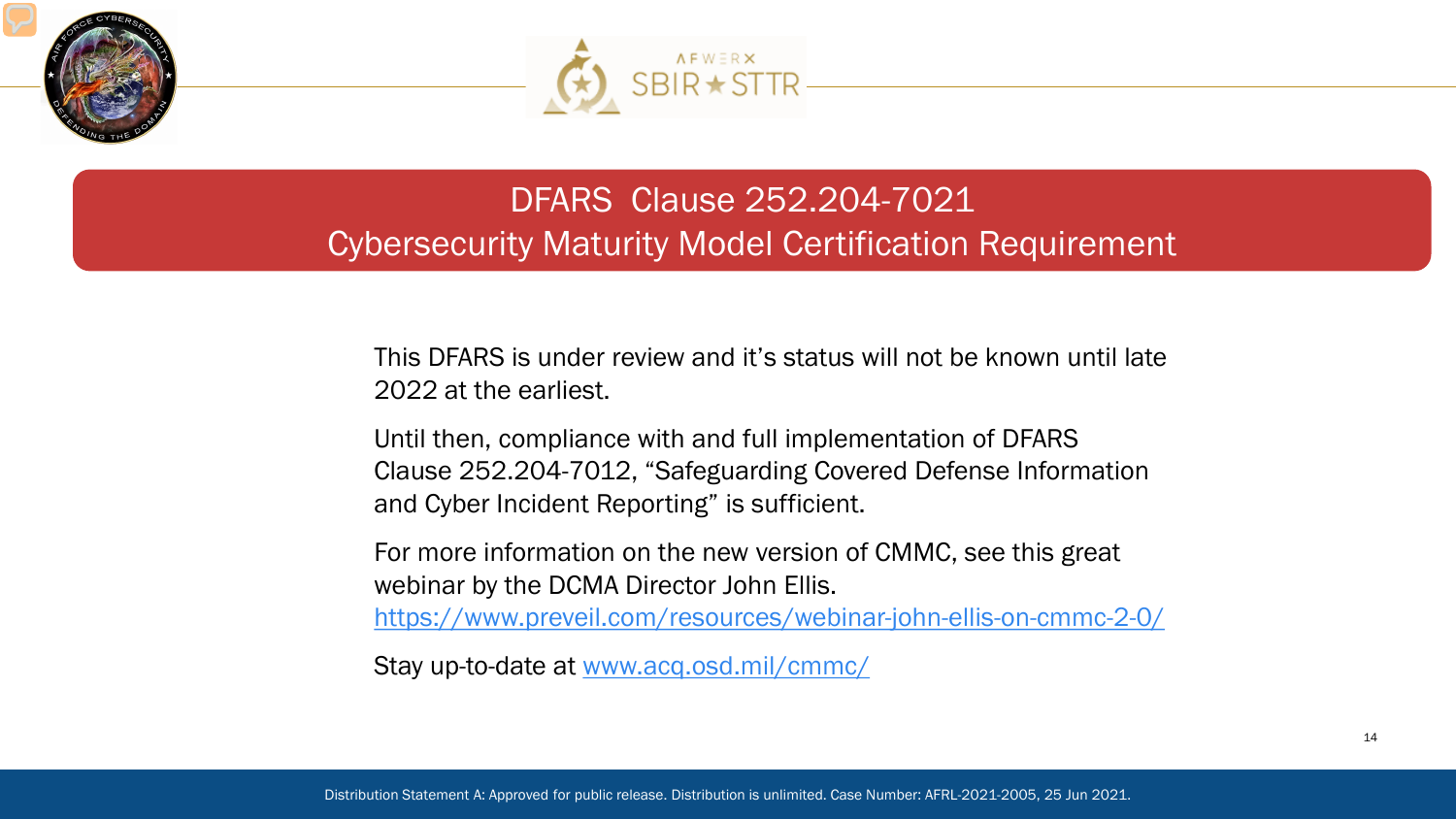# DFARS Clause 252.204-7021
## Cybersecurity Maturity Model Certification Requirement

This DFARS is under review and it's status will not be known until late 2022 at the earliest.

Until then, compliance with and full implementation of DFARS Clause 252.204-7012, "Safeguarding Covered Defense Information and Cyber Incident Reporting" is sufficient.

For more information on the new version of CMMC, see this great webinar by the DCMA Director John Ellis.
https://www.preveil.com/resources/webinar-john-ellis-on-cmmc-2-0/

Stay up-to-date at www.acq.osd.mil/cmmc/

Distribution Statement A: Approved for public release. Distribution is unlimited. Case Number: AFRL-2021-2005, 25 Jun 2021.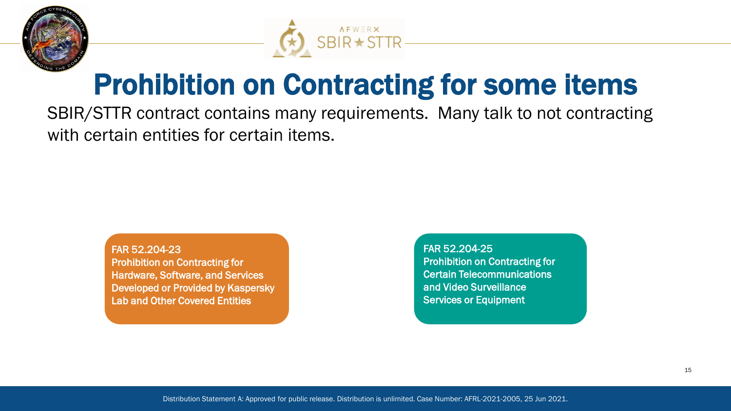# Prohibition on Contracting for some items

SBIR/STTR contract contains many requirements. Many talk to not contracting with certain entities for certain items.

FAR 52.204-23
Prohibition on Contracting for Hardware, Software, and Services Developed or Provided by Kaspersky Lab and Other Covered Entities

FAR 52.204-25
Prohibition on Contracting for Certain Telecommunications and Video Surveillance Services or Equipment

Distribution Statement A: Approved for public release. Distribution is unlimited. Case Number: AFRL-2021-2005, 25 Jun 2021.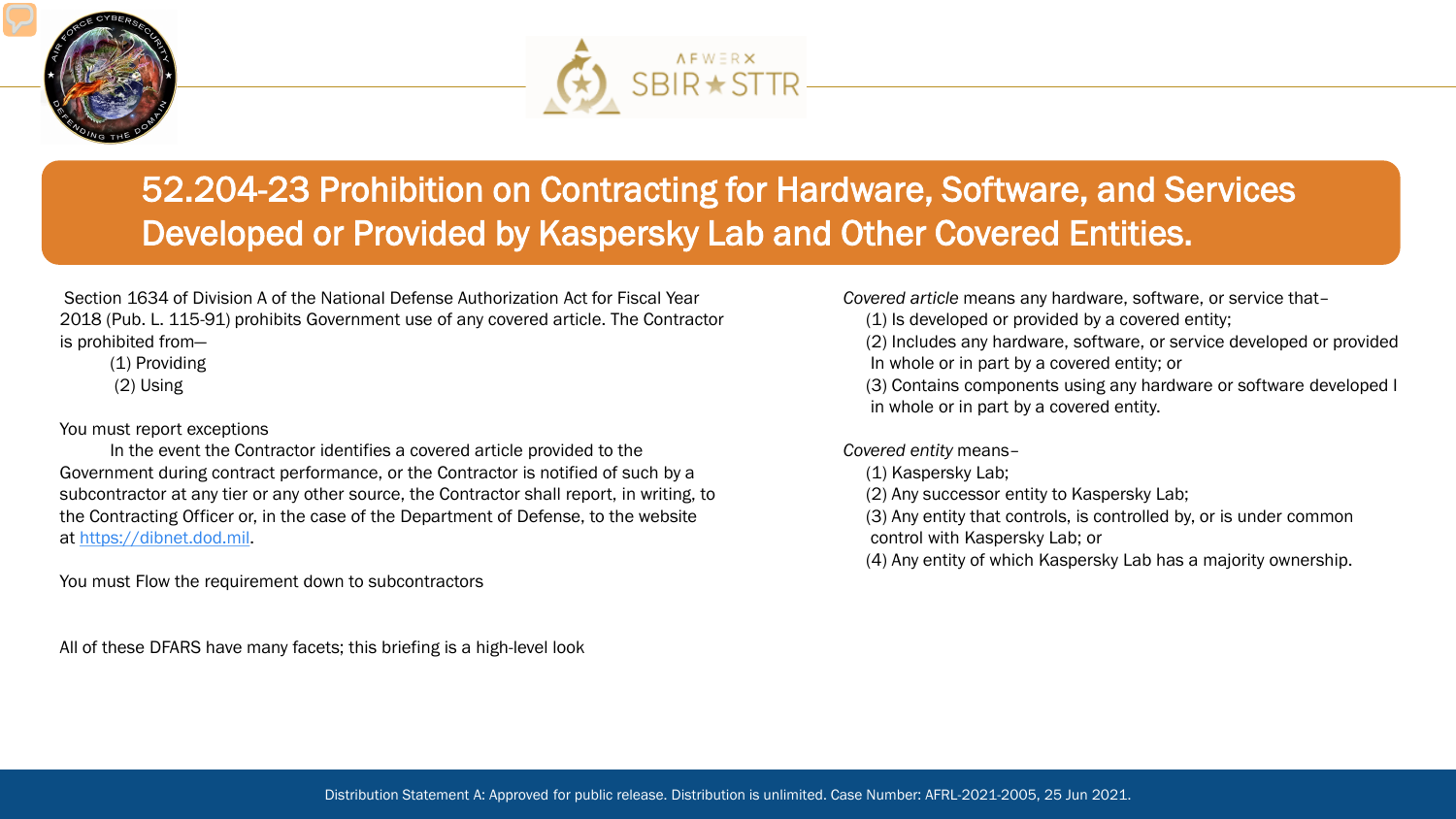# 52.204-23 Prohibition on Contracting for Hardware, Software, and Services Developed or Provided by Kaspersky Lab and Other Covered Entities.

Section 1634 of Division A of the National Defense Authorization Act for Fiscal Year 2018 (Pub. L. 115-91) prohibits Government use of any covered article. The Contractor is prohibited from—

(1) Providing

(2) Using

You must report exceptions

In the event the Contractor identifies a covered article provided to the Government during contract performance, or the Contractor is notified of such by a subcontractor at any tier or any other source, the Contractor shall report, in writing, to the Contracting Officer or, in the case of the Department of Defense, to the website at [https://dibnet.dod.mil](https://dibnet.dod.mil).

You must Flow the requirement down to subcontractors

All of these DFARS have many facets; this briefing is a high-level look

*Covered article* means any hardware, software, or service that–

(1) Is developed or provided by a covered entity;

(2) Includes any hardware, software, or service developed or provided In whole or in part by a covered entity; or

(3) Contains components using any hardware or software developed I in whole or in part by a covered entity.

*Covered entity* means–

(1) Kaspersky Lab;

(2) Any successor entity to Kaspersky Lab;

(3) Any entity that controls, is controlled by, or is under common control with Kaspersky Lab; or

(4) Any entity of which Kaspersky Lab has a majority ownership.

Distribution Statement A: Approved for public release. Distribution is unlimited. Case Number: AFRL-2021-2005, 25 Jun 2021.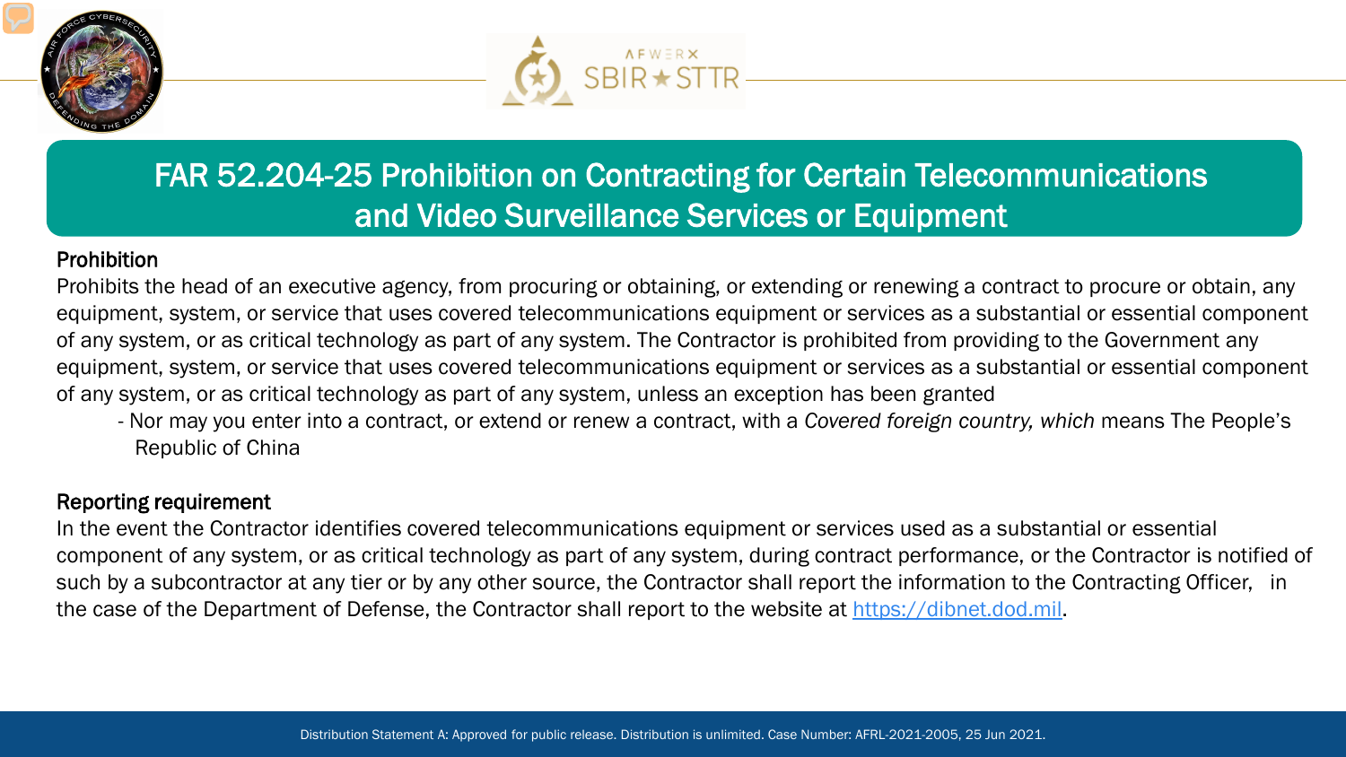# FAR 52.204-25 Prohibition on Contracting for Certain Telecommunications and Video Surveillance Services or Equipment

**Prohibition**

Prohibits the head of an executive agency, from procuring or obtaining, or extending or renewing a contract to procure or obtain, any equipment, system, or service that uses covered telecommunications equipment or services as a substantial or essential component of any system, or as critical technology as part of any system. The Contractor is prohibited from providing to the Government any equipment, system, or service that uses covered telecommunications equipment or services as a substantial or essential component of any system, or as critical technology as part of any system, unless an exception has been granted

- Nor may you enter into a contract, or extend or renew a contract, with a *Covered foreign country, which* means The People's Republic of China

**Reporting requirement**

In the event the Contractor identifies covered telecommunications equipment or services used as a substantial or essential component of any system, or as critical technology as part of any system, during contract performance, or the Contractor is notified of such by a subcontractor at any tier or by any other source, the Contractor shall report the information to the Contracting Officer, in the case of the Department of Defense, the Contractor shall report to the website at [https://dibnet.dod.mil](https://dibnet.dod.mil).

Distribution Statement A: Approved for public release. Distribution is unlimited. Case Number: AFRL-2021-2005, 25 Jun 2021.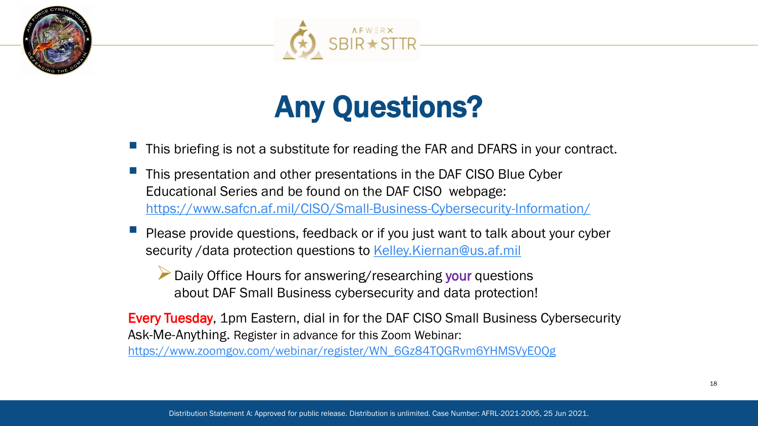# Any Questions?

- This briefing is not a substitute for reading the FAR and DFARS in your contract.
- This presentation and other presentations in the DAF CISO Blue Cyber Educational Series and be found on the DAF CISO webpage: https://www.safcn.af.mil/CISO/Small-Business-Cybersecurity-Information/
- Please provide questions, feedback or if you just want to talk about your cyber security /data protection questions to Kelley.Kiernan@us.af.mil
  - Daily Office Hours for answering/researching your questions about DAF Small Business cybersecurity and data protection!

Every Tuesday, 1pm Eastern, dial in for the DAF CISO Small Business Cybersecurity Ask-Me-Anything. Register in advance for this Zoom Webinar: https://www.zoomgov.com/webinar/register/WN_6Gz84TQGRvm6YHMSVyE0Qg

Distribution Statement A: Approved for public release. Distribution is unlimited. Case Number: AFRL-2021-2005, 25 Jun 2021.